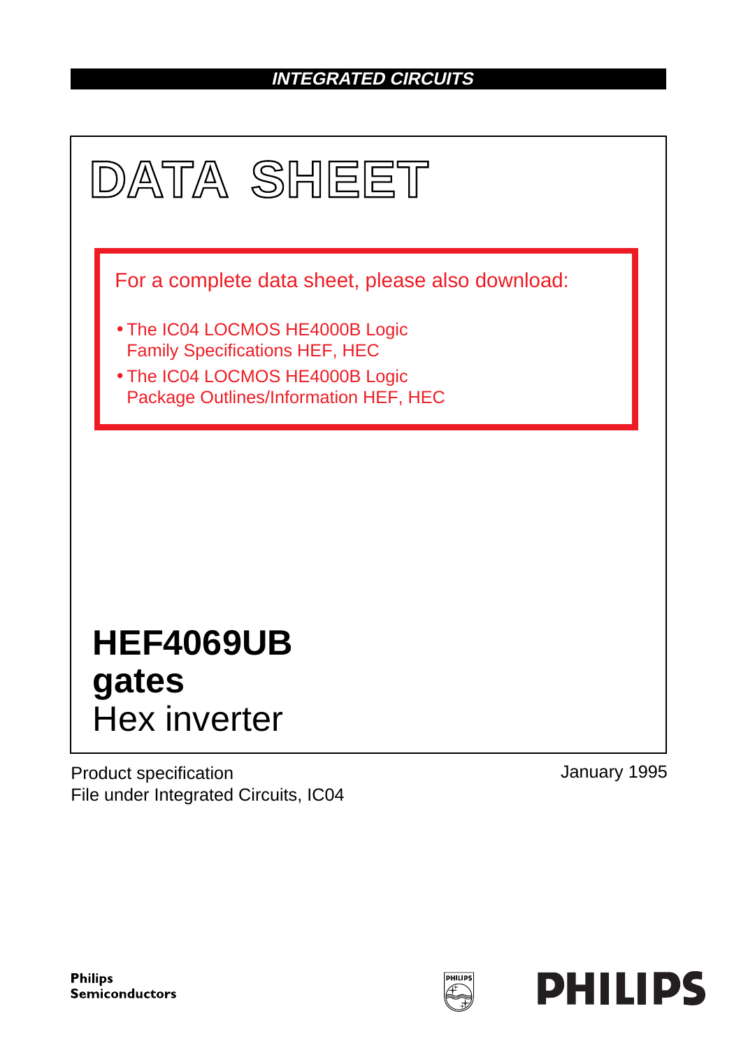**INTEGRATED CIRCUITS**

# DATA SHEET

For a complete data sheet, please also download:

- The IC04 LOCMOS HE4000B Logic Family Specifications HEF, HEC
- The IC04 LOCMOS HE4000B Logic Package Outlines/Information HEF, HEC

# HEF4069UB gates

## Hex inverter

Product specification
File under Integrated Circuits, IC04

January 1995

**Philips Semiconductors**

**PHILIPS**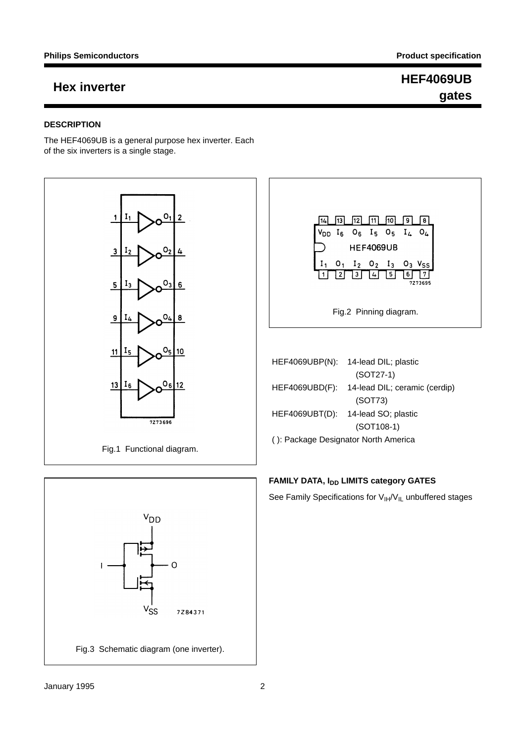## DESCRIPTION

The HEF4069UB is a general purpose hex inverter. Each of the six inverters is a single stage.

Fig.1 Functional diagram.

Fig.2 Pinning diagram.

HEF4069UBP(N): 14-lead DIL; plastic (SOT27-1)

HEF4069UBD(F): 14-lead DIL; ceramic (cerdip) (SOT73)

HEF4069UBT(D): 14-lead SO; plastic (SOT108-1)

( ): Package Designator North America

Fig.3 Schematic diagram (one inverter).

## FAMILY DATA, $I_{DD}$ LIMITS category GATES

See Family Specifications for $V_{IH}/V_{IL}$ unbuffered stages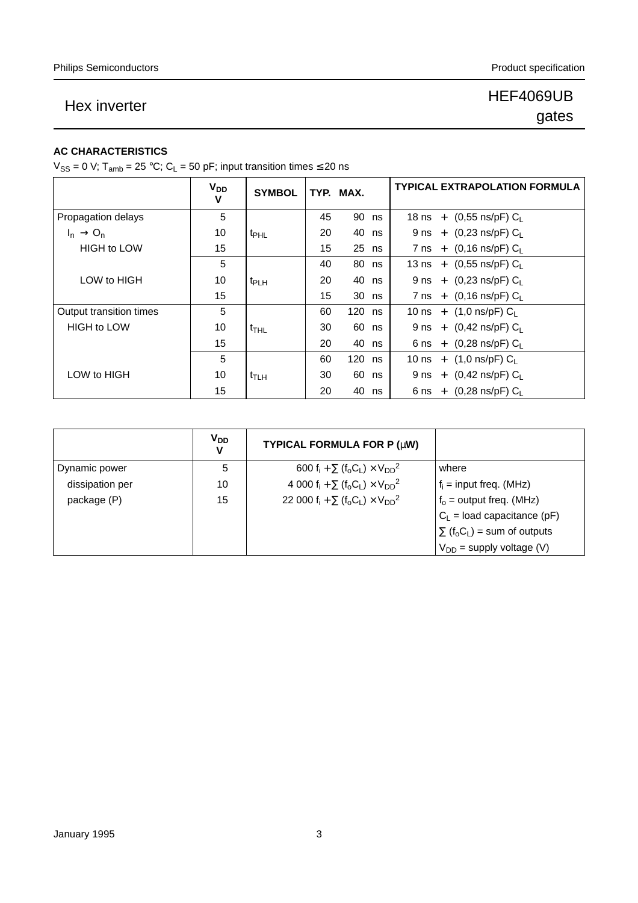## AC CHARACTERISTICS

$V_{SS}$ = 0 V; $T_{amb}$ = 25 °C; $C_L$ = 50 pF; input transition times ≤ 20 ns

| | $V_{DD}$ V | SYMBOL | TYP. | MAX. | | TYPICAL EXTRAPOLATION FORMULA |
|---|---|---|---|---|---|---|
| Propagation delays | 5 | | 45 | 90 | ns | 18 ns + (0,55 ns/pF) $C_L$ |
| $I_n \rightarrow O_n$ | 10 | $t_{PHL}$ | 20 | 40 | ns | 9 ns + (0,23 ns/pF) $C_L$ |
| HIGH to LOW | 15 | | 15 | 25 | ns | 7 ns + (0,16 ns/pF) $C_L$ |
| | 5 | | 40 | 80 | ns | 13 ns + (0,55 ns/pF) $C_L$ |
| LOW to HIGH | 10 | $t_{PLH}$ | 20 | 40 | ns | 9 ns + (0,23 ns/pF) $C_L$ |
| | 15 | | 15 | 30 | ns | 7 ns + (0,16 ns/pF) $C_L$ |
| Output transition times | 5 | | 60 | 120 | ns | 10 ns + (1,0 ns/pF) $C_L$ |
| HIGH to LOW | 10 | $t_{THL}$ | 30 | 60 | ns | 9 ns + (0,42 ns/pF) $C_L$ |
| | 15 | | 20 | 40 | ns | 6 ns + (0,28 ns/pF) $C_L$ |
| | 5 | | 60 | 120 | ns | 10 ns + (1,0 ns/pF) $C_L$ |
| LOW to HIGH | 10 | $t_{TLH}$ | 30 | 60 | ns | 9 ns + (0,42 ns/pF) $C_L$ |
| | 15 | | 20 | 40 | ns | 6 ns + (0,28 ns/pF) $C_L$ |

| | $V_{DD}$ V | TYPICAL FORMULA FOR P (μW) | |
|---|---|---|---|
| Dynamic power | 5 | $600\ f_i + \sum (f_o C_L) \times V_{DD}^2$ | where |
| dissipation per | 10 | $4\ 000\ f_i + \sum (f_o C_L) \times V_{DD}^2$ | $f_i$ = input freq. (MHz) |
| package (P) | 15 | $22\ 000\ f_i + \sum (f_o C_L) \times V_{DD}^2$ | $f_o$ = output freq. (MHz) |
| | | | $C_L$ = load capacitance (pF) |
| | | | $\sum (f_o C_L)$ = sum of outputs |
| | | | $V_{DD}$ = supply voltage (V) |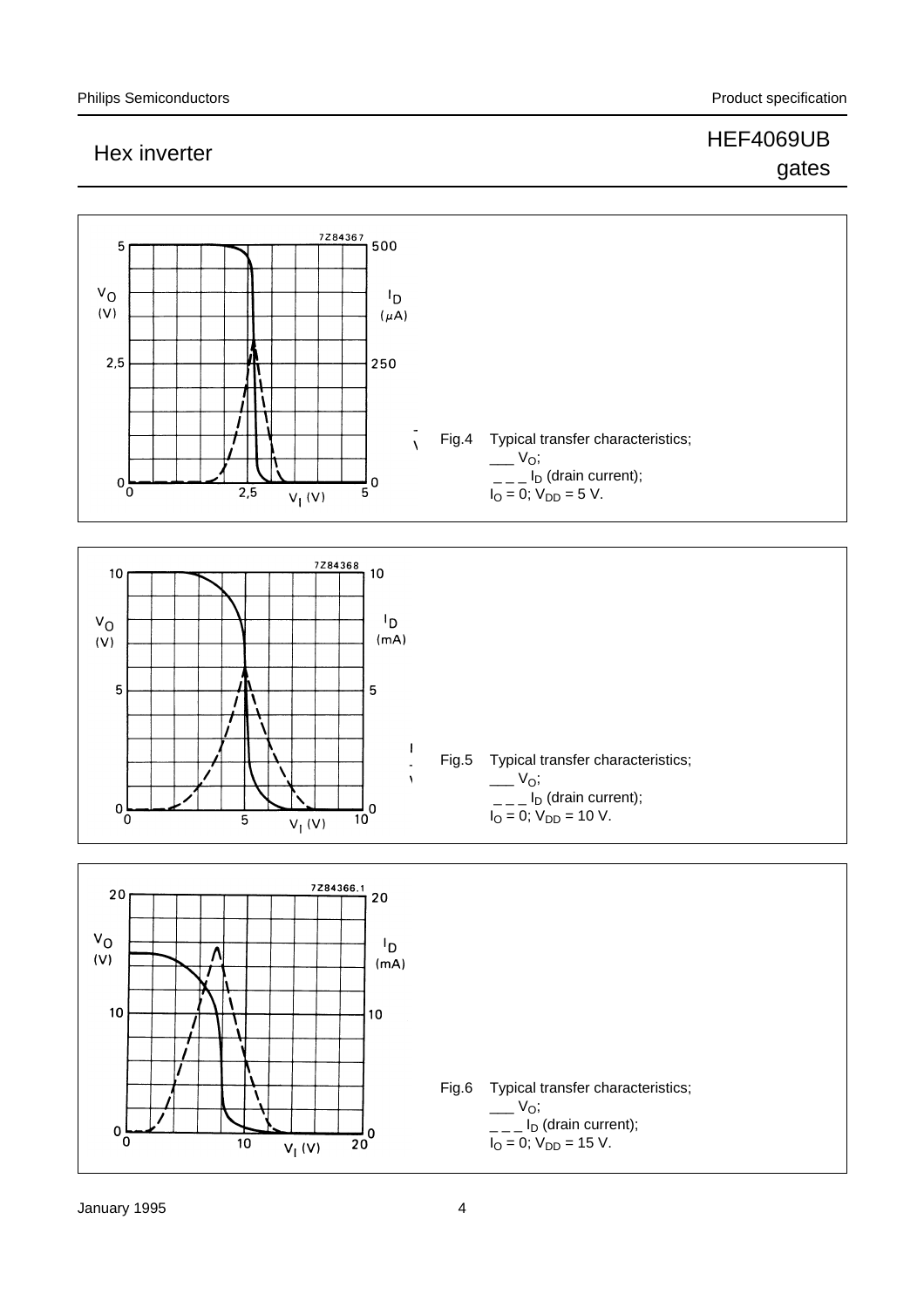Fig.4 Typical transfer characteristics; ___ $V_O$; _ _ _ $I_D$ (drain current); $I_O = 0$; $V_{DD} = 5$ V.

Fig.5 Typical transfer characteristics; ___ $V_O$; _ _ _ $I_D$ (drain current); $I_O = 0$; $V_{DD} = 10$ V.

Fig.6 Typical transfer characteristics; ___ $V_O$; _ _ _ $I_D$ (drain current); $I_O = 0$; $V_{DD} = 15$ V.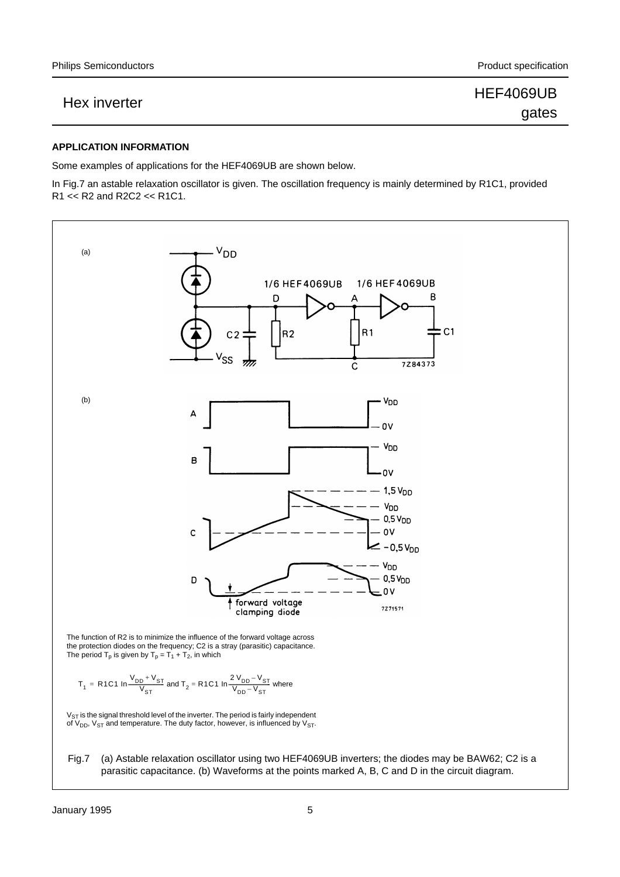## APPLICATION INFORMATION

Some examples of applications for the HEF4069UB are shown below.

In Fig.7 an astable relaxation oscillator is given. The oscillation frequency is mainly determined by R1C1, provided R1 << R2 and R2C2 << R1C1.

The function of R2 is to minimize the influence of the forward voltage across the protection diodes on the frequency; C2 is a stray (parasitic) capacitance. The period $T_p$ is given by $T_p = T_1 + T_2$, in which

$$T_1 = R1C1 \ln\frac{V_{DD} + V_{ST}}{V_{ST}} \text{ and } T_2 = R1C1 \ln\frac{2\,V_{DD} - V_{ST}}{V_{DD} - V_{ST}} \text{ where}$$

$V_{ST}$ is the signal threshold level of the inverter. The period is fairly independent of $V_{DD}$, $V_{ST}$ and temperature. The duty factor, however, is influenced by $V_{ST}$.

Fig.7 (a) Astable relaxation oscillator using two HEF4069UB inverters; the diodes may be BAW62; C2 is a parasitic capacitance. (b) Waveforms at the points marked A, B, C and D in the circuit diagram.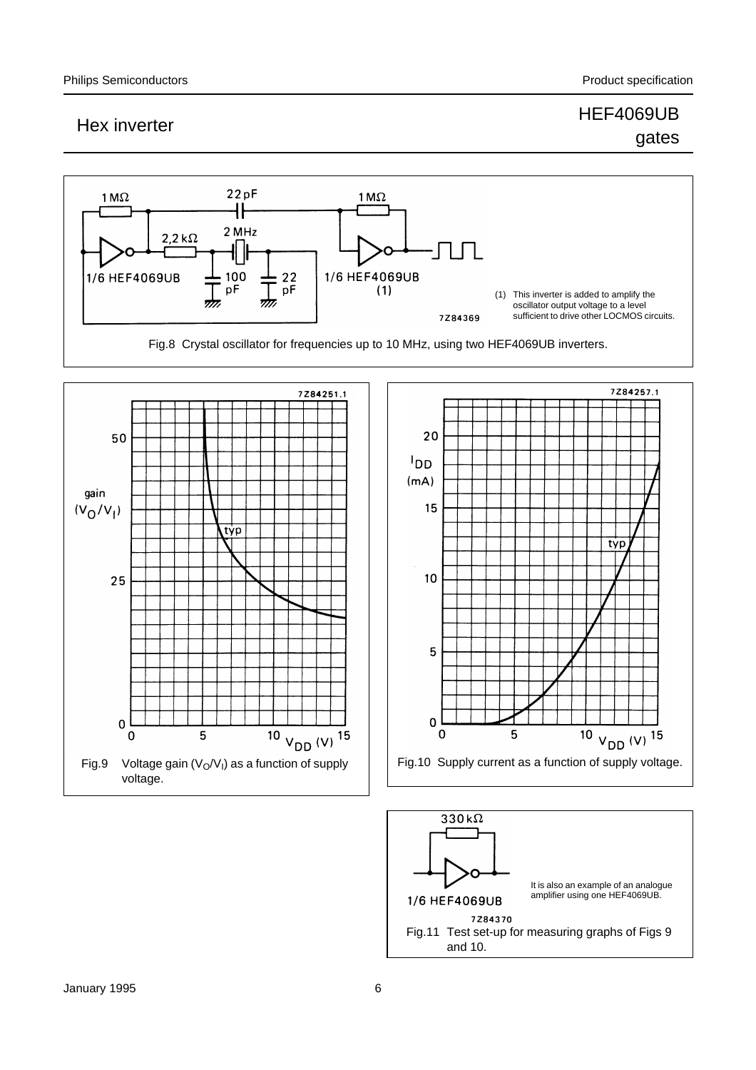(1) This inverter is added to amplify the oscillator output voltage to a level sufficient to drive other LOCMOS circuits.

Fig.8 Crystal oscillator for frequencies up to 10 MHz, using two HEF4069UB inverters.

Fig.9 Voltage gain ($V_O/V_I$) as a function of supply voltage.

Fig.10 Supply current as a function of supply voltage.

It is also an example of an analogue amplifier using one HEF4069UB.

Fig.11 Test set-up for measuring graphs of Figs 9 and 10.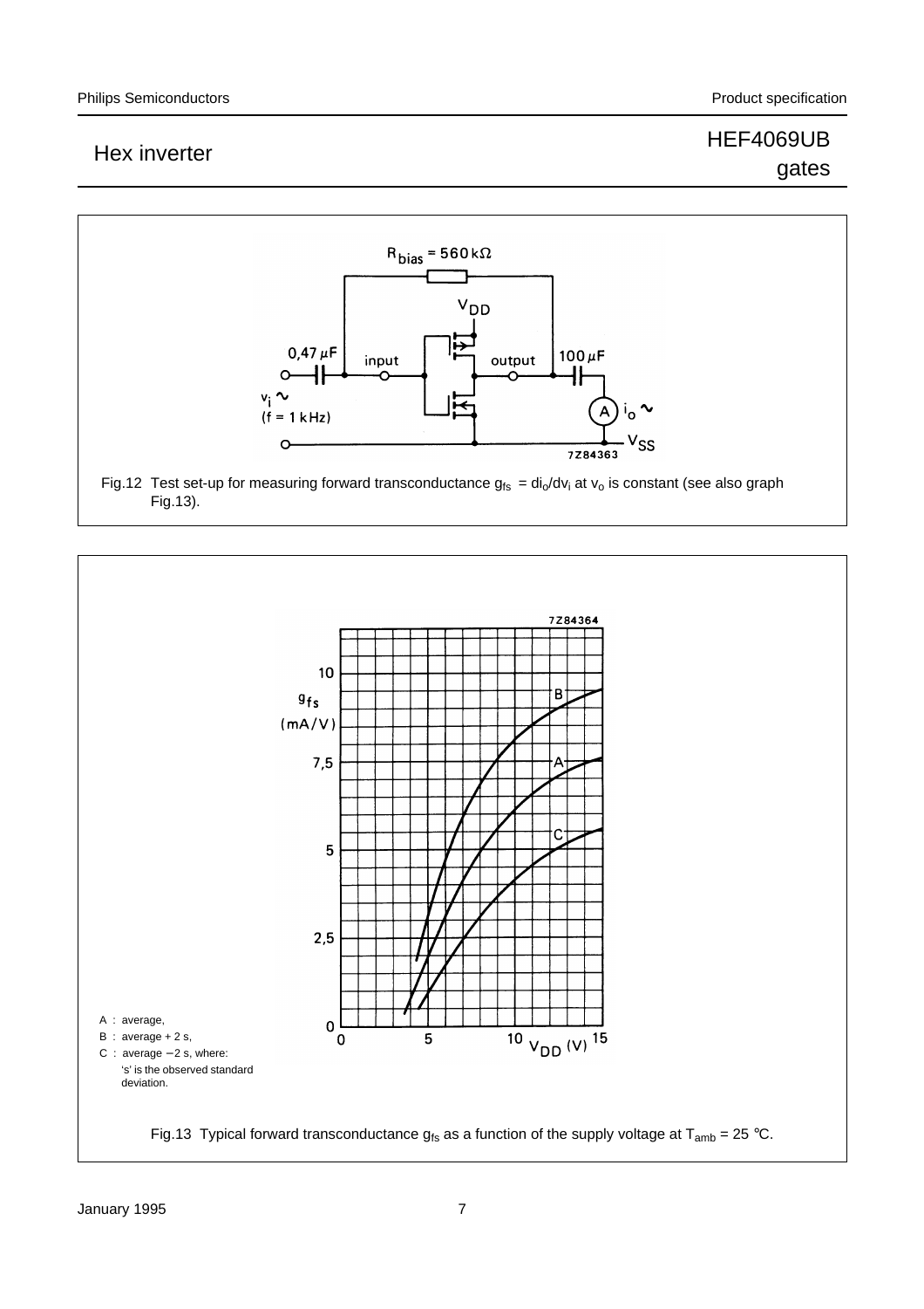R<sub>bias</sub> = 560 kΩ

Wait—must use LaTeX.

$R_{bias}$ = 560 kΩ

$V_{DD}$

0,47 μF

input

output

100 μF

$v_i$ ~

(f = 1 kHz)

A

$i_o$ ~

$V_{SS}$

7Z84363

Fig.12 Test set-up for measuring forward transconductance $g_{fs}$ = $di_o/dv_i$ at $v_o$ is constant (see also graph Fig.13).

7Z84364

10

$g_{fs}$

(mA/V)

7,5

5

2,5

0

0

5

10

$V_{DD}$ (V)

15

B

A

C

A : average,

B : average + 2 s,

C : average − 2 s, where:

's' is the observed standard deviation.

Fig.13 Typical forward transconductance $g_{fs}$ as a function of the supply voltage at $T_{amb}$ = 25 °C.